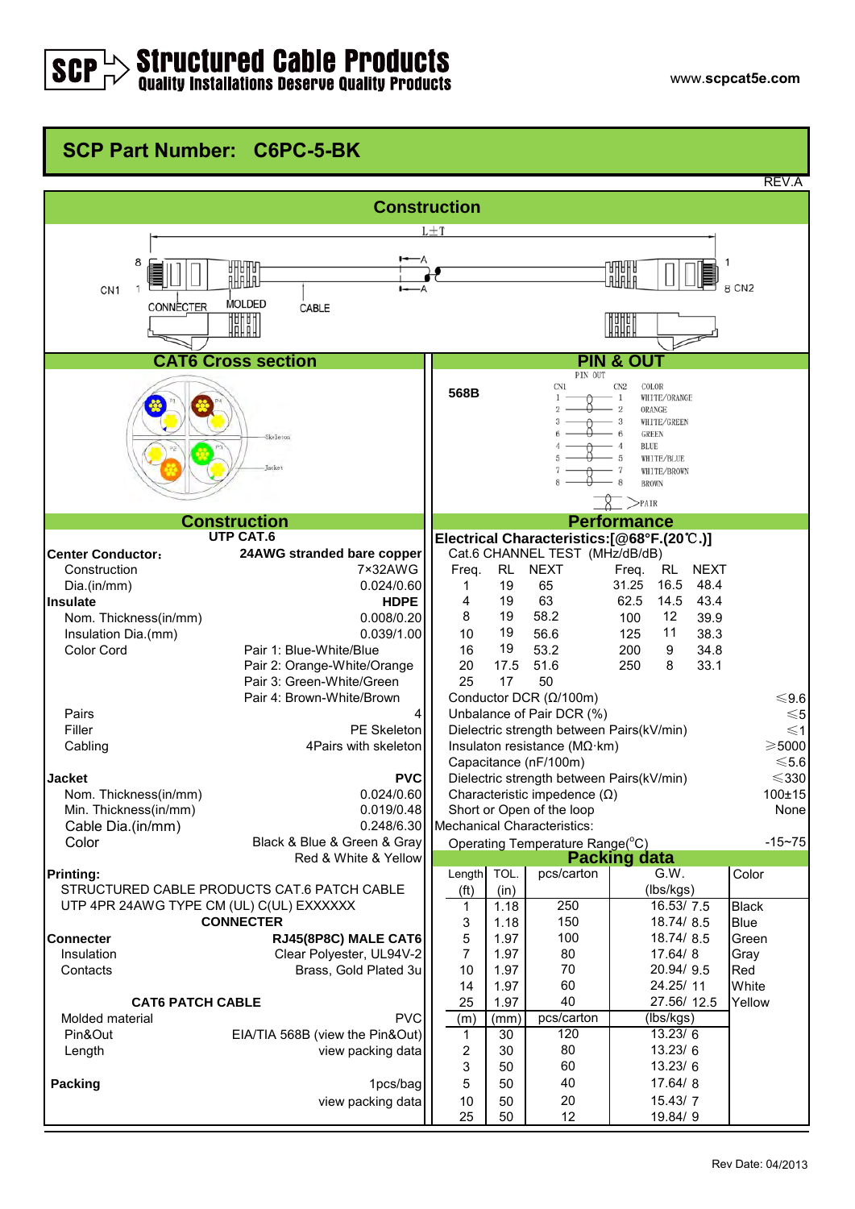# SCP Structured Cable Products
**Quality Installations Deserve Quality Products**

www.scpcat5e.com

## SCP Part Number: C6PC-5-BK

REV.A

## Construction

L±T

CN1 8 1 — CONNECTER — MOLDED — CABLE — A — A — 1 8 CN2

## CAT6 Cross section

P1, P4, P2, P3, Skeleton, Jacket

## PIN & OUT

**568B**

PIN OUT

| CN1 | CN2 | COLOR |
|---|---|---|
| 1 | 1 | WHITE/ORANGE |
| 2 | 2 | ORANGE |
| 3 | 3 | WHITE/GREEN |
| 6 | 6 | GREEN |
| 4 | 4 | BLUE |
| 5 | 5 | WHITE/BLUE |
| 7 | 7 | WHITE/BROWN |
| 8 | 8 | BROWN |

PAIR

## Construction

**UTP CAT.6**

| | |
|---|---|
| **Center Conductor:** | **24AWG stranded bare copper** |
| Construction | 7×32AWG |
| Dia.(in/mm) | 0.024/0.60 |
| **Insulate** | **HDPE** |
| Nom. Thickness(in/mm) | 0.008/0.20 |
| Insulation Dia.(mm) | 0.039/1.00 |
| Color Cord | Pair 1: Blue-White/Blue<br>Pair 2: Orange-White/Orange<br>Pair 3: Green-White/Green<br>Pair 4: Brown-White/Brown |
| Pairs | 4 |
| Filler | PE Skeleton |
| Cabling | 4Pairs with skeleton |
| **Jacket** | **PVC** |
| Nom. Thickness(in/mm) | 0.024/0.60 |
| Min. Thickness(in/mm) | 0.019/0.48 |
| Cable Dia.(in/mm) | 0.248/6.30 |
| Color | Black & Blue & Green & Gray<br>Red & White & Yellow |

**Printing:**

STRUCTURED CABLE PRODUCTS CAT.6 PATCH CABLE
UTP 4PR 24AWG TYPE CM (UL) C(UL) EXXXXXX

**CONNECTER**

| | |
|---|---|
| **Connecter** | **RJ45(8P8C) MALE CAT6** |
| Insulation | Clear Polyester, UL94V-2 |
| Contacts | Brass, Gold Plated 3u |

**CAT6 PATCH CABLE**

| | |
|---|---|
| Molded material | PVC |
| Pin&Out | EIA/TIA 568B (view the Pin&Out) |
| Length | view packing data |
| **Packing** | 1pcs/bag<br>view packing data |

## Performance

**Electrical Characteristics:[@68°F.(20℃.)]**

Cat.6 CHANNEL TEST (MHz/dB/dB)

| Freq. | RL | NEXT | Freq. | RL | NEXT |
|---|---|---|---|---|---|
| 1 | 19 | 65 | 31.25 | 16.5 | 48.4 |
| 4 | 19 | 63 | 62.5 | 14.5 | 43.4 |
| 8 | 19 | 58.2 | 100 | 12 | 39.9 |
| 10 | 19 | 56.6 | 125 | 11 | 38.3 |
| 16 | 19 | 53.2 | 200 | 9 | 34.8 |
| 20 | 17.5 | 51.6 | 250 | 8 | 33.1 |
| 25 | 17 | 50 | | | |

| | |
|---|---|
| Conductor DCR (Ω/100m) | ≤9.6 |
| Unbalance of Pair DCR (%) | ≤5 |
| Dielectric strength between Pairs(kV/min) | ≤1 |
| Insulaton resistance (MΩ·km) | ≥5000 |
| Capacitance (nF/100m) | ≤5.6 |
| Dielectric strength between Pairs(kV/min) | ≤330 |
| Characteristic impedence (Ω) | 100±15 |
| Short or Open of the loop | None |

**Mechanical Characteristics:**

| | |
|---|---|
| Operating Temperature Range(°C) | -15~75 |

## Packing data

| Length (ft) | TOL. (in) | pcs/carton | G.W. (lbs/kgs) | Color |
|---|---|---|---|---|
| 1 | 1.18 | 250 | 16.53/ 7.5 | Black |
| 3 | 1.18 | 150 | 18.74/ 8.5 | Blue |
| 5 | 1.97 | 100 | 18.74/ 8.5 | Green |
| 7 | 1.97 | 80 | 17.64/ 8 | Gray |
| 10 | 1.97 | 70 | 20.94/ 9.5 | Red |
| 14 | 1.97 | 60 | 24.25/ 11 | White |
| 25 | 1.97 | 40 | 27.56/ 12.5 | Yellow |
| **(m)** | **(mm)** | **pcs/carton** | **(lbs/kgs)** | |
| 1 | 30 | 120 | 13.23/ 6 | |
| 2 | 30 | 80 | 13.23/ 6 | |
| 3 | 50 | 60 | 13.23/ 6 | |
| 5 | 50 | 40 | 17.64/ 8 | |
| 10 | 50 | 20 | 15.43/ 7 | |
| 25 | 50 | 12 | 19.84/ 9 | |

Rev Date: 04/2013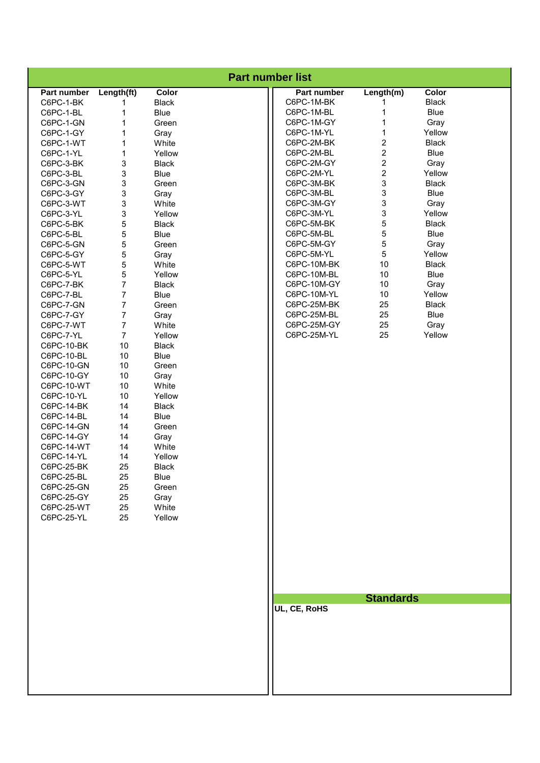## Part number list

| Part number | Length(ft) | Color |
|---|---|---|
| C6PC-1-BK | 1 | Black |
| C6PC-1-BL | 1 | Blue |
| C6PC-1-GN | 1 | Green |
| C6PC-1-GY | 1 | Gray |
| C6PC-1-WT | 1 | White |
| C6PC-1-YL | 1 | Yellow |
| C6PC-3-BK | 3 | Black |
| C6PC-3-BL | 3 | Blue |
| C6PC-3-GN | 3 | Green |
| C6PC-3-GY | 3 | Gray |
| C6PC-3-WT | 3 | White |
| C6PC-3-YL | 3 | Yellow |
| C6PC-5-BK | 5 | Black |
| C6PC-5-BL | 5 | Blue |
| C6PC-5-GN | 5 | Green |
| C6PC-5-GY | 5 | Gray |
| C6PC-5-WT | 5 | White |
| C6PC-5-YL | 5 | Yellow |
| C6PC-7-BK | 7 | Black |
| C6PC-7-BL | 7 | Blue |
| C6PC-7-GN | 7 | Green |
| C6PC-7-GY | 7 | Gray |
| C6PC-7-WT | 7 | White |
| C6PC-7-YL | 7 | Yellow |
| C6PC-10-BK | 10 | Black |
| C6PC-10-BL | 10 | Blue |
| C6PC-10-GN | 10 | Green |
| C6PC-10-GY | 10 | Gray |
| C6PC-10-WT | 10 | White |
| C6PC-10-YL | 10 | Yellow |
| C6PC-14-BK | 14 | Black |
| C6PC-14-BL | 14 | Blue |
| C6PC-14-GN | 14 | Green |
| C6PC-14-GY | 14 | Gray |
| C6PC-14-WT | 14 | White |
| C6PC-14-YL | 14 | Yellow |
| C6PC-25-BK | 25 | Black |
| C6PC-25-BL | 25 | Blue |
| C6PC-25-GN | 25 | Green |
| C6PC-25-GY | 25 | Gray |
| C6PC-25-WT | 25 | White |
| C6PC-25-YL | 25 | Yellow |

| Part number | Length(m) | Color |
|---|---|---|
| C6PC-1M-BK | 1 | Black |
| C6PC-1M-BL | 1 | Blue |
| C6PC-1M-GY | 1 | Gray |
| C6PC-1M-YL | 1 | Yellow |
| C6PC-2M-BK | 2 | Black |
| C6PC-2M-BL | 2 | Blue |
| C6PC-2M-GY | 2 | Gray |
| C6PC-2M-YL | 2 | Yellow |
| C6PC-3M-BK | 3 | Black |
| C6PC-3M-BL | 3 | Blue |
| C6PC-3M-GY | 3 | Gray |
| C6PC-3M-YL | 3 | Yellow |
| C6PC-5M-BK | 5 | Black |
| C6PC-5M-BL | 5 | Blue |
| C6PC-5M-GY | 5 | Gray |
| C6PC-5M-YL | 5 | Yellow |
| C6PC-10M-BK | 10 | Black |
| C6PC-10M-BL | 10 | Blue |
| C6PC-10M-GY | 10 | Gray |
| C6PC-10M-YL | 10 | Yellow |
| C6PC-25M-BK | 25 | Black |
| C6PC-25M-BL | 25 | Blue |
| C6PC-25M-GY | 25 | Gray |
| C6PC-25M-YL | 25 | Yellow |

## Standards

**UL, CE, RoHS**